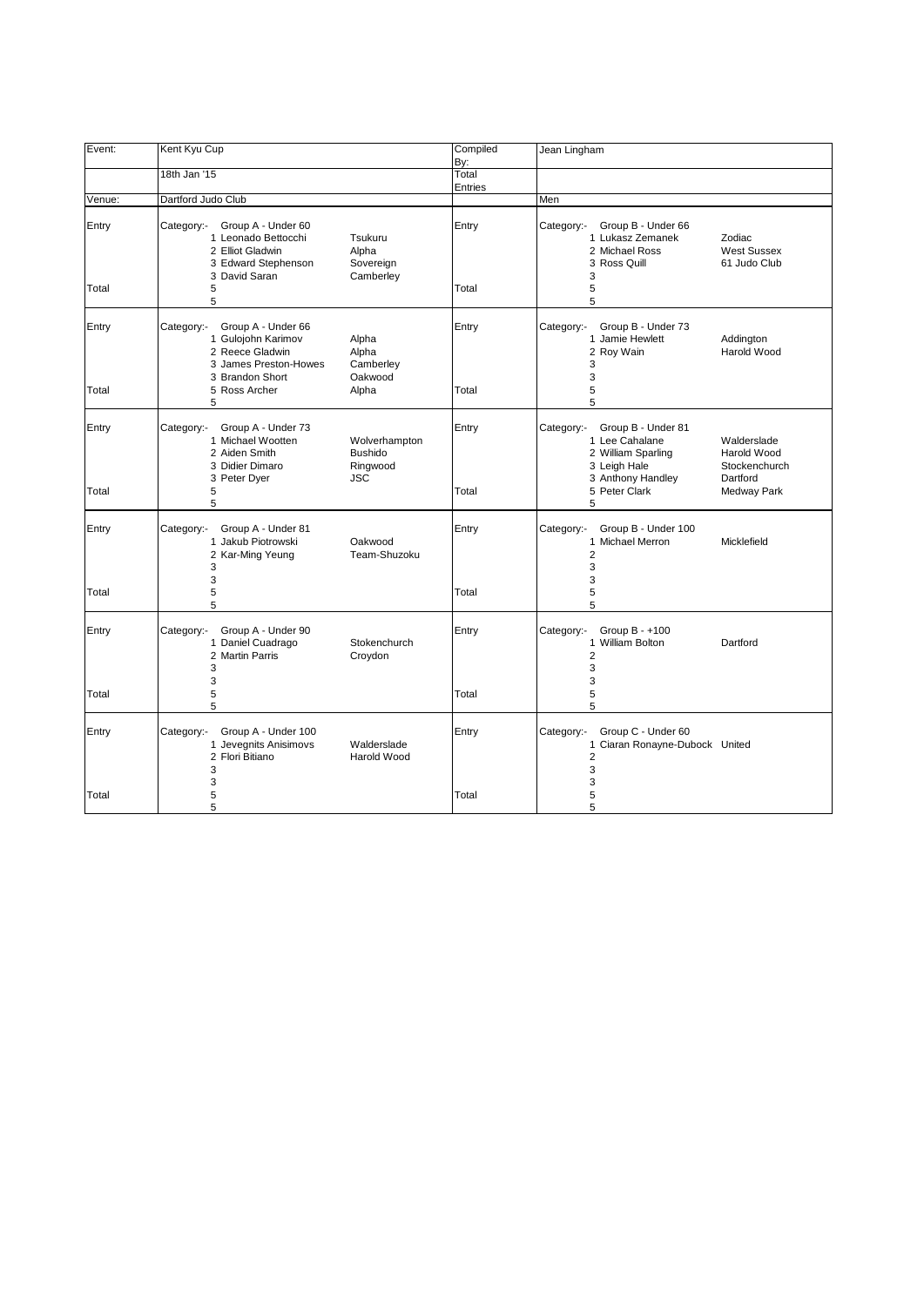| Event: | Kent Kyu Cup | | Compiled By: | Jean Lingham | |
|---|---|---|---|---|---|
| | 18th Jan '15 | | Total Entries | | |
| Venue: | Dartford Judo Club | | | Men | |
| Entry | Category:- Group A - Under 60 | | Entry | Category:- Group B - Under 66 | |
| | 1 Leonado Bettocchi | Tsukuru | | 1 Lukasz Zemanek | Zodiac |
| | 2 Elliot Gladwin | Alpha | | 2 Michael Ross | West Sussex |
| | 3 Edward Stephenson | Sovereign | | 3 Ross Quill | 61 Judo Club |
| | 3 David Saran | Camberley | | 3 | |
| Total | 5 | | Total | 5 | |
| | 5 | | | 5 | |
| Entry | Category:- Group A - Under 66 | | Entry | Category:- Group B - Under 73 | |
| | 1 Gulojohn Karimov | Alpha | | 1 Jamie Hewlett | Addington |
| | 2 Reece Gladwin | Alpha | | 2 Roy Wain | Harold Wood |
| | 3 James Preston-Howes | Camberley | | 3 | |
| | 3 Brandon Short | Oakwood | | 3 | |
| Total | 5 Ross Archer | Alpha | Total | 5 | |
| | 5 | | | 5 | |
| Entry | Category:- Group A - Under 73 | | Entry | Category:- Group B - Under 81 | |
| | 1 Michael Wootten | Wolverhampton | | 1 Lee Cahalane | Walderslade |
| | 2 Aiden Smith | Bushido | | 2 William Sparling | Harold Wood |
| | 3 Didier Dimaro | Ringwood | | 3 Leigh Hale | Stockenchurch |
| | 3 Peter Dyer | JSC | | 3 Anthony Handley | Dartford |
| Total | 5 | | Total | 5 Peter Clark | Medway Park |
| | 5 | | | 5 | |
| Entry | Category:- Group A - Under 81 | | Entry | Category:- Group B - Under 100 | |
| | 1 Jakub Piotrowski | Oakwood | | 1 Michael Merron | Micklefield |
| | 2 Kar-Ming Yeung | Team-Shuzoku | | 2 | |
| | 3 | | | 3 | |
| | 3 | | | 3 | |
| Total | 5 | | Total | 5 | |
| | 5 | | | 5 | |
| Entry | Category:- Group A - Under 90 | | Entry | Category:- Group B - +100 | |
| | 1 Daniel Cuadrago | Stokenchurch | | 1 William Bolton | Dartford |
| | 2 Martin Parris | Croydon | | 2 | |
| | 3 | | | 3 | |
| | 3 | | | 3 | |
| Total | 5 | | Total | 5 | |
| | 5 | | | 5 | |
| Entry | Category:- Group A - Under 100 | | Entry | Category:- Group C - Under 60 | |
| | 1 Jevegnits Anisimovs | Walderslade | | 1 Ciaran Ronayne-Dubock | United |
| | 2 Flori Bitiano | Harold Wood | | 2 | |
| | 3 | | | 3 | |
| | 3 | | | 3 | |
| Total | 5 | | Total | 5 | |
| | 5 | | | 5 | |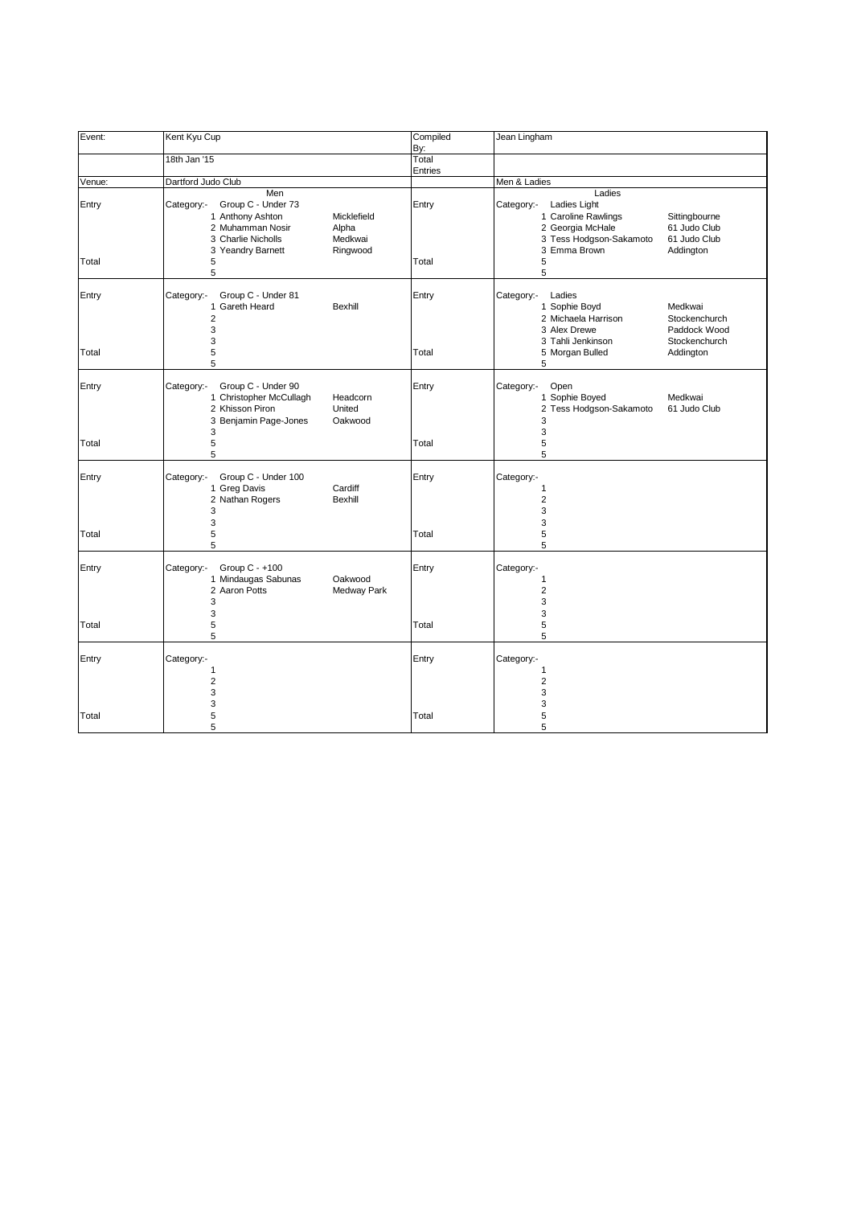| Event: | Kent Kyu Cup | | | Compiled By: | Jean Lingham | | |
|---|---|---|---|---|---|---|---|
| | 18th Jan '15 | | | Total Entries | | | |
| Venue: | Dartford Judo Club | | | | Men & Ladies | | |
| | Men | | | | Ladies | | |
| Entry | Category:- | Group C - Under 73 | | Entry | Category:- | Ladies Light | |
| | | 1 Anthony Ashton | Micklefield | | | 1 Caroline Rawlings | Sittingbourne |
| | | 2 Muhamman Nosir | Alpha | | | 2 Georgia McHale | 61 Judo Club |
| | | 3 Charlie Nicholls | Medkwai | | | 3 Tess Hodgson-Sakamoto | 61 Judo Club |
| | | 3 Yeandry Barnett | Ringwood | | | 3 Emma Brown | Addington |
| Total | | 5 | | Total | | 5 | |
| | | 5 | | | | 5 | |
| Entry | Category:- | Group C - Under 81 | | Entry | Category:- | Ladies | |
| | | 1 Gareth Heard | Bexhill | | | 1 Sophie Boyd | Medkwai |
| | | 2 | | | | 2 Michaela Harrison | Stockenchurch |
| | | 3 | | | | 3 Alex Drewe | Paddock Wood |
| | | 3 | | | | 3 Tahli Jenkinson | Stockenchurch |
| Total | | 5 | | Total | | 5 Morgan Bulled | Addington |
| | | 5 | | | | 5 | |
| Entry | Category:- | Group C - Under 90 | | Entry | Category:- | Open | |
| | | 1 Christopher McCullagh | Headcorn | | | 1 Sophie Boyed | Medkwai |
| | | 2 Khisson Piron | United | | | 2 Tess Hodgson-Sakamoto | 61 Judo Club |
| | | 3 Benjamin Page-Jones | Oakwood | | | 3 | |
| | | 3 | | | | 3 | |
| Total | | 5 | | Total | | 5 | |
| | | 5 | | | | 5 | |
| Entry | Category:- | Group C - Under 100 | | Entry | Category:- | | |
| | | 1 Greg Davis | Cardiff | | | 1 | |
| | | 2 Nathan Rogers | Bexhill | | | 2 | |
| | | 3 | | | | 3 | |
| | | 3 | | | | 3 | |
| Total | | 5 | | Total | | 5 | |
| | | 5 | | | | 5 | |
| Entry | Category:- | Group C - +100 | | Entry | Category:- | | |
| | | 1 Mindaugas Sabunas | Oakwood | | | 1 | |
| | | 2 Aaron Potts | Medway Park | | | 2 | |
| | | 3 | | | | 3 | |
| | | 3 | | | | 3 | |
| Total | | 5 | | Total | | 5 | |
| | | 5 | | | | 5 | |
| Entry | Category:- | | | Entry | Category:- | | |
| | | 1 | | | | 1 | |
| | | 2 | | | | 2 | |
| | | 3 | | | | 3 | |
| | | 3 | | | | 3 | |
| Total | | 5 | | Total | | 5 | |
| | | 5 | | | | 5 | |